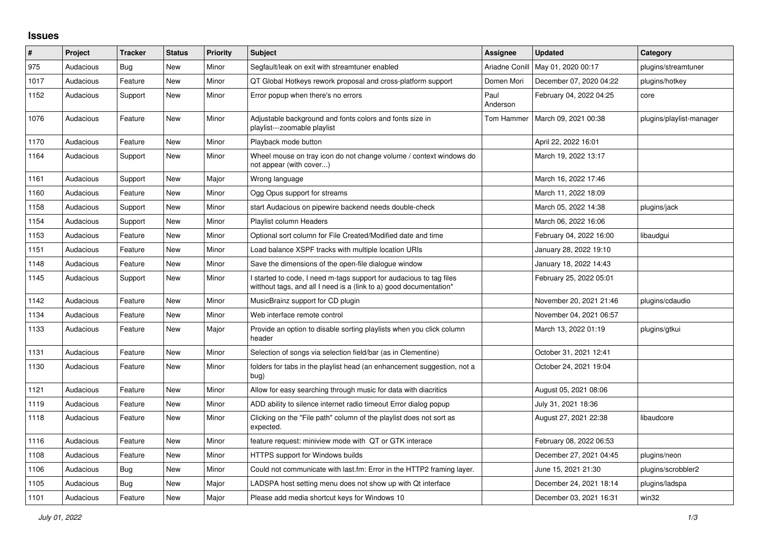# Issues

| # | Project | Tracker | Status | Priority | Subject | Assignee | Updated | Category |
|---|---|---|---|---|---|---|---|---|
| 975 | Audacious | Bug | New | Minor | Segfault/leak on exit with streamtuner enabled | Ariadne Conill | May 01, 2020 00:17 | plugins/streamtuner |
| 1017 | Audacious | Feature | New | Minor | QT Global Hotkeys rework proposal and cross-platform support | Domen Mori | December 07, 2020 04:22 | plugins/hotkey |
| 1152 | Audacious | Support | New | Minor | Error popup when there's no errors | Paul Anderson | February 04, 2022 04:25 | core |
| 1076 | Audacious | Feature | New | Minor | Adjustable background and fonts colors and fonts size in playlist---zoomable playlist | Tom Hammer | March 09, 2021 00:38 | plugins/playlist-manager |
| 1170 | Audacious | Feature | New | Minor | Playback mode button | | April 22, 2022 16:01 | |
| 1164 | Audacious | Support | New | Minor | Wheel mouse on tray icon do not change volume / context windows do not appear (with cover...) | | March 19, 2022 13:17 | |
| 1161 | Audacious | Support | New | Major | Wrong language | | March 16, 2022 17:46 | |
| 1160 | Audacious | Feature | New | Minor | Ogg Opus support for streams | | March 11, 2022 18:09 | |
| 1158 | Audacious | Support | New | Minor | start Audacious on pipewire backend needs double-check | | March 05, 2022 14:38 | plugins/jack |
| 1154 | Audacious | Support | New | Minor | Playlist column Headers | | March 06, 2022 16:06 | |
| 1153 | Audacious | Feature | New | Minor | Optional sort column for File Created/Modified date and time | | February 04, 2022 16:00 | libaudgui |
| 1151 | Audacious | Feature | New | Minor | Load balance XSPF tracks with multiple location URIs | | January 28, 2022 19:10 | |
| 1148 | Audacious | Feature | New | Minor | Save the dimensions of the open-file dialogue window | | January 18, 2022 14:43 | |
| 1145 | Audacious | Support | New | Minor | I started to code, I need m-tags support for audacious to tag files witthout tags, and all I need is a (link to a) good documentation* | | February 25, 2022 05:01 | |
| 1142 | Audacious | Feature | New | Minor | MusicBrainz support for CD plugin | | November 20, 2021 21:46 | plugins/cdaudio |
| 1134 | Audacious | Feature | New | Minor | Web interface remote control | | November 04, 2021 06:57 | |
| 1133 | Audacious | Feature | New | Major | Provide an option to disable sorting playlists when you click column header | | March 13, 2022 01:19 | plugins/gtkui |
| 1131 | Audacious | Feature | New | Minor | Selection of songs via selection field/bar (as in Clementine) | | October 31, 2021 12:41 | |
| 1130 | Audacious | Feature | New | Minor | folders for tabs in the playlist head (an enhancement suggestion, not a bug) | | October 24, 2021 19:04 | |
| 1121 | Audacious | Feature | New | Minor | Allow for easy searching through music for data with diacritics | | August 05, 2021 08:06 | |
| 1119 | Audacious | Feature | New | Minor | ADD ability to silence internet radio timeout Error dialog popup | | July 31, 2021 18:36 | |
| 1118 | Audacious | Feature | New | Minor | Clicking on the "File path" column of the playlist does not sort as expected. | | August 27, 2021 22:38 | libaudcore |
| 1116 | Audacious | Feature | New | Minor | feature request: miniview mode with QT or GTK interace | | February 08, 2022 06:53 | |
| 1108 | Audacious | Feature | New | Minor | HTTPS support for Windows builds | | December 27, 2021 04:45 | plugins/neon |
| 1106 | Audacious | Bug | New | Minor | Could not communicate with last.fm: Error in the HTTP2 framing layer. | | June 15, 2021 21:30 | plugins/scrobbler2 |
| 1105 | Audacious | Bug | New | Major | LADSPA host setting menu does not show up with Qt interface | | December 24, 2021 18:14 | plugins/ladspa |
| 1101 | Audacious | Feature | New | Major | Please add media shortcut keys for Windows 10 | | December 03, 2021 16:31 | win32 |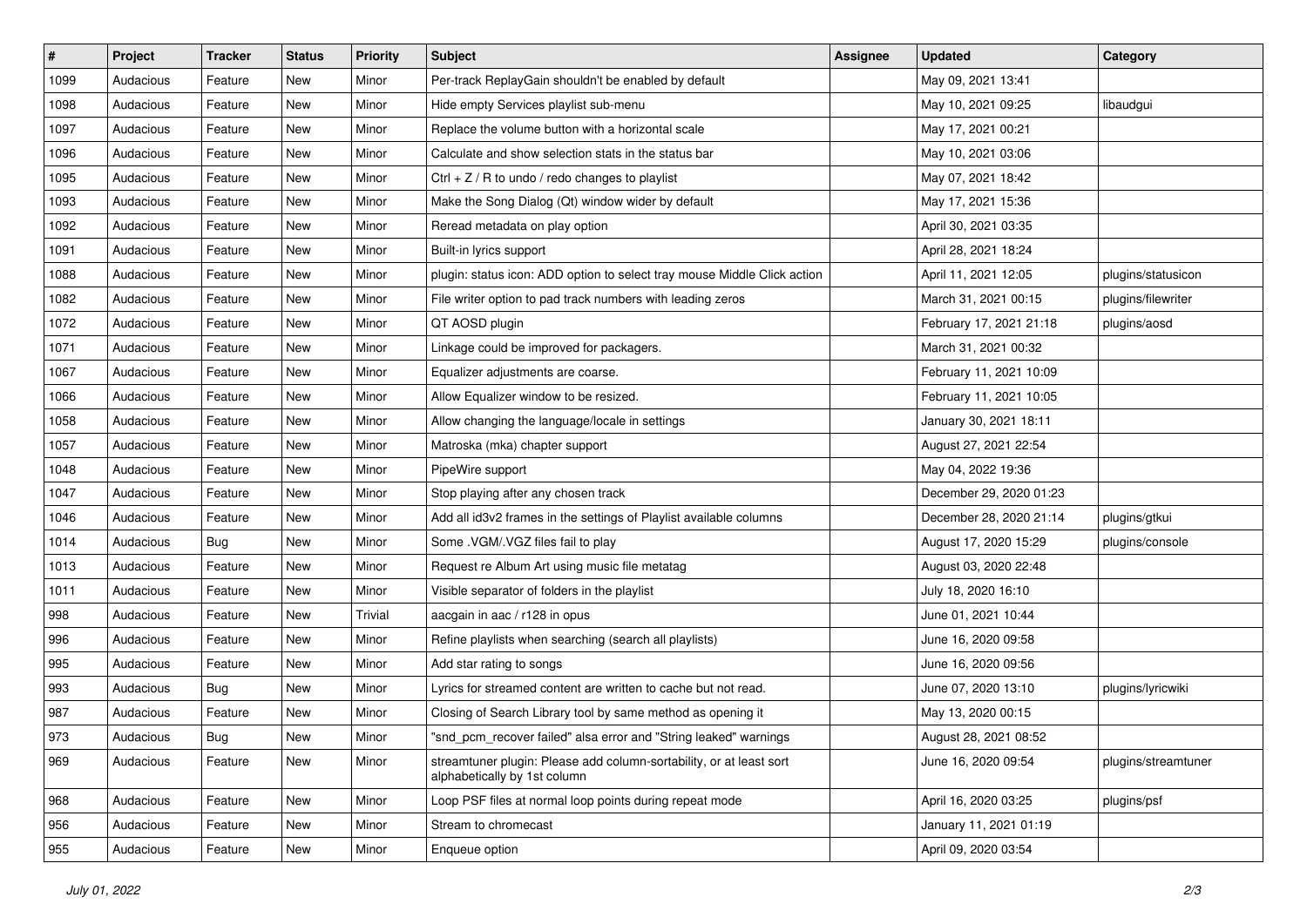| # | Project | Tracker | Status | Priority | Subject | Assignee | Updated | Category |
|---|---|---|---|---|---|---|---|---|
| 1099 | Audacious | Feature | New | Minor | Per-track ReplayGain shouldn't be enabled by default | | May 09, 2021 13:41 | |
| 1098 | Audacious | Feature | New | Minor | Hide empty Services playlist sub-menu | | May 10, 2021 09:25 | libaudgui |
| 1097 | Audacious | Feature | New | Minor | Replace the volume button with a horizontal scale | | May 17, 2021 00:21 | |
| 1096 | Audacious | Feature | New | Minor | Calculate and show selection stats in the status bar | | May 10, 2021 03:06 | |
| 1095 | Audacious | Feature | New | Minor | Ctrl + Z / R to undo / redo changes to playlist | | May 07, 2021 18:42 | |
| 1093 | Audacious | Feature | New | Minor | Make the Song Dialog (Qt) window wider by default | | May 17, 2021 15:36 | |
| 1092 | Audacious | Feature | New | Minor | Reread metadata on play option | | April 30, 2021 03:35 | |
| 1091 | Audacious | Feature | New | Minor | Built-in lyrics support | | April 28, 2021 18:24 | |
| 1088 | Audacious | Feature | New | Minor | plugin: status icon: ADD option to select tray mouse Middle Click action | | April 11, 2021 12:05 | plugins/statusicon |
| 1082 | Audacious | Feature | New | Minor | File writer option to pad track numbers with leading zeros | | March 31, 2021 00:15 | plugins/filewriter |
| 1072 | Audacious | Feature | New | Minor | QT AOSD plugin | | February 17, 2021 21:18 | plugins/aosd |
| 1071 | Audacious | Feature | New | Minor | Linkage could be improved for packagers. | | March 31, 2021 00:32 | |
| 1067 | Audacious | Feature | New | Minor | Equalizer adjustments are coarse. | | February 11, 2021 10:09 | |
| 1066 | Audacious | Feature | New | Minor | Allow Equalizer window to be resized. | | February 11, 2021 10:05 | |
| 1058 | Audacious | Feature | New | Minor | Allow changing the language/locale in settings | | January 30, 2021 18:11 | |
| 1057 | Audacious | Feature | New | Minor | Matroska (mka) chapter support | | August 27, 2021 22:54 | |
| 1048 | Audacious | Feature | New | Minor | PipeWire support | | May 04, 2022 19:36 | |
| 1047 | Audacious | Feature | New | Minor | Stop playing after any chosen track | | December 29, 2020 01:23 | |
| 1046 | Audacious | Feature | New | Minor | Add all id3v2 frames in the settings of Playlist available columns | | December 28, 2020 21:14 | plugins/gtkui |
| 1014 | Audacious | Bug | New | Minor | Some .VGM/.VGZ files fail to play | | August 17, 2020 15:29 | plugins/console |
| 1013 | Audacious | Feature | New | Minor | Request re Album Art using music file metatag | | August 03, 2020 22:48 | |
| 1011 | Audacious | Feature | New | Minor | Visible separator of folders in the playlist | | July 18, 2020 16:10 | |
| 998 | Audacious | Feature | New | Trivial | aacgain in aac / r128 in opus | | June 01, 2021 10:44 | |
| 996 | Audacious | Feature | New | Minor | Refine playlists when searching (search all playlists) | | June 16, 2020 09:58 | |
| 995 | Audacious | Feature | New | Minor | Add star rating to songs | | June 16, 2020 09:56 | |
| 993 | Audacious | Bug | New | Minor | Lyrics for streamed content are written to cache but not read. | | June 07, 2020 13:10 | plugins/lyricwiki |
| 987 | Audacious | Feature | New | Minor | Closing of Search Library tool by same method as opening it | | May 13, 2020 00:15 | |
| 973 | Audacious | Bug | New | Minor | "snd_pcm_recover failed" alsa error and "String leaked" warnings | | August 28, 2021 08:52 | |
| 969 | Audacious | Feature | New | Minor | streamtuner plugin: Please add column-sortability, or at least sort alphabetically by 1st column | | June 16, 2020 09:54 | plugins/streamtuner |
| 968 | Audacious | Feature | New | Minor | Loop PSF files at normal loop points during repeat mode | | April 16, 2020 03:25 | plugins/psf |
| 956 | Audacious | Feature | New | Minor | Stream to chromecast | | January 11, 2021 01:19 | |
| 955 | Audacious | Feature | New | Minor | Enqueue option | | April 09, 2020 03:54 | |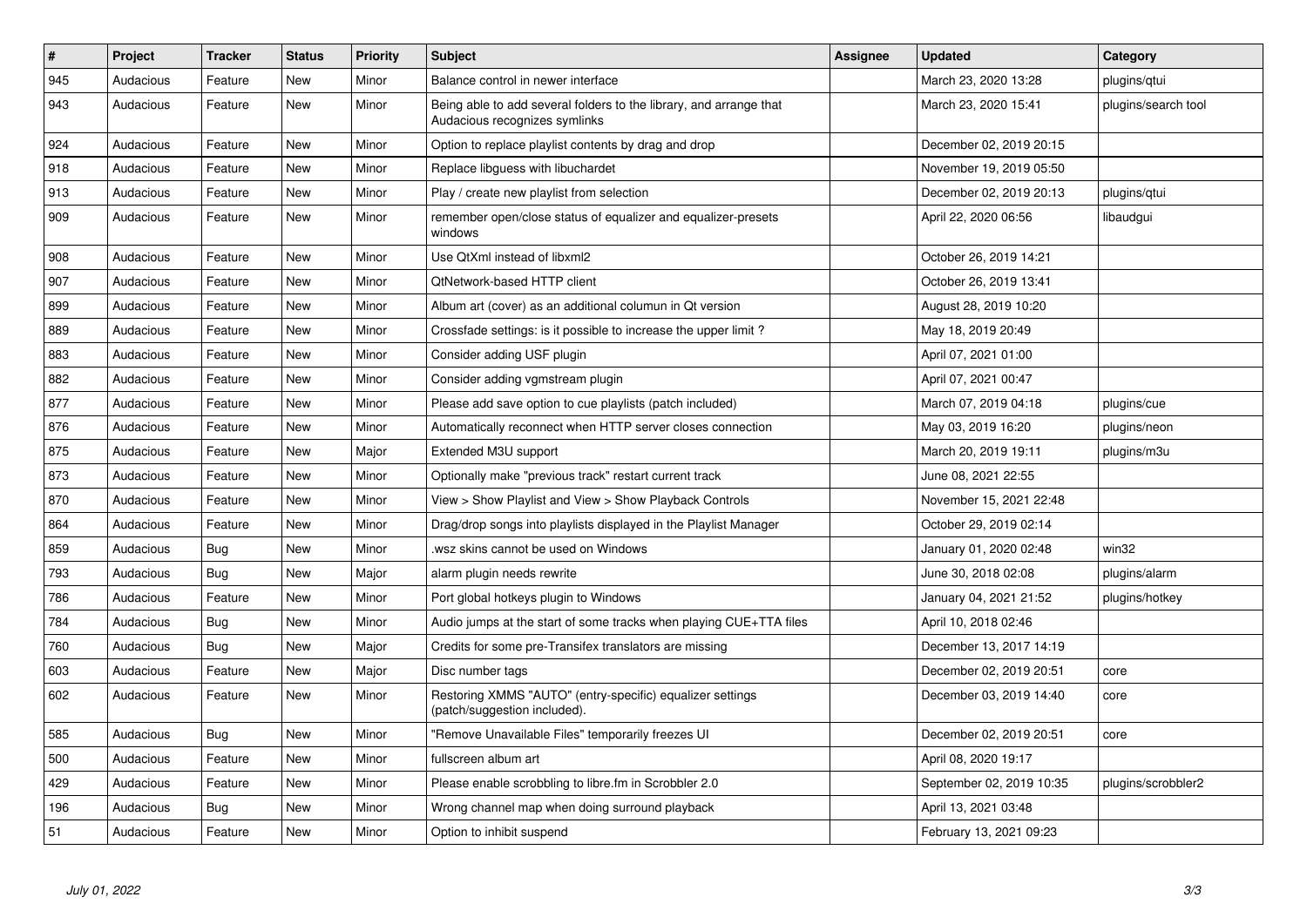| # | Project | Tracker | Status | Priority | Subject | Assignee | Updated | Category |
|---|---|---|---|---|---|---|---|---|
| 945 | Audacious | Feature | New | Minor | Balance control in newer interface | | March 23, 2020 13:28 | plugins/qtui |
| 943 | Audacious | Feature | New | Minor | Being able to add several folders to the library, and arrange that Audacious recognizes symlinks | | March 23, 2020 15:41 | plugins/search tool |
| 924 | Audacious | Feature | New | Minor | Option to replace playlist contents by drag and drop | | December 02, 2019 20:15 | |
| 918 | Audacious | Feature | New | Minor | Replace libguess with libuchardet | | November 19, 2019 05:50 | |
| 913 | Audacious | Feature | New | Minor | Play / create new playlist from selection | | December 02, 2019 20:13 | plugins/qtui |
| 909 | Audacious | Feature | New | Minor | remember open/close status of equalizer and equalizer-presets windows | | April 22, 2020 06:56 | libaudgui |
| 908 | Audacious | Feature | New | Minor | Use QtXml instead of libxml2 | | October 26, 2019 14:21 | |
| 907 | Audacious | Feature | New | Minor | QtNetwork-based HTTP client | | October 26, 2019 13:41 | |
| 899 | Audacious | Feature | New | Minor | Album art (cover) as an additional columun in Qt version | | August 28, 2019 10:20 | |
| 889 | Audacious | Feature | New | Minor | Crossfade settings: is it possible to increase the upper limit ? | | May 18, 2019 20:49 | |
| 883 | Audacious | Feature | New | Minor | Consider adding USF plugin | | April 07, 2021 01:00 | |
| 882 | Audacious | Feature | New | Minor | Consider adding vgmstream plugin | | April 07, 2021 00:47 | |
| 877 | Audacious | Feature | New | Minor | Please add save option to cue playlists (patch included) | | March 07, 2019 04:18 | plugins/cue |
| 876 | Audacious | Feature | New | Minor | Automatically reconnect when HTTP server closes connection | | May 03, 2019 16:20 | plugins/neon |
| 875 | Audacious | Feature | New | Major | Extended M3U support | | March 20, 2019 19:11 | plugins/m3u |
| 873 | Audacious | Feature | New | Minor | Optionally make "previous track" restart current track | | June 08, 2021 22:55 | |
| 870 | Audacious | Feature | New | Minor | View > Show Playlist and View > Show Playback Controls | | November 15, 2021 22:48 | |
| 864 | Audacious | Feature | New | Minor | Drag/drop songs into playlists displayed in the Playlist Manager | | October 29, 2019 02:14 | |
| 859 | Audacious | Bug | New | Minor | .wsz skins cannot be used on Windows | | January 01, 2020 02:48 | win32 |
| 793 | Audacious | Bug | New | Major | alarm plugin needs rewrite | | June 30, 2018 02:08 | plugins/alarm |
| 786 | Audacious | Feature | New | Minor | Port global hotkeys plugin to Windows | | January 04, 2021 21:52 | plugins/hotkey |
| 784 | Audacious | Bug | New | Minor | Audio jumps at the start of some tracks when playing CUE+TTA files | | April 10, 2018 02:46 | |
| 760 | Audacious | Bug | New | Major | Credits for some pre-Transifex translators are missing | | December 13, 2017 14:19 | |
| 603 | Audacious | Feature | New | Major | Disc number tags | | December 02, 2019 20:51 | core |
| 602 | Audacious | Feature | New | Minor | Restoring XMMS "AUTO" (entry-specific) equalizer settings (patch/suggestion included). | | December 03, 2019 14:40 | core |
| 585 | Audacious | Bug | New | Minor | "Remove Unavailable Files" temporarily freezes UI | | December 02, 2019 20:51 | core |
| 500 | Audacious | Feature | New | Minor | fullscreen album art | | April 08, 2020 19:17 | |
| 429 | Audacious | Feature | New | Minor | Please enable scrobbling to libre.fm in Scrobbler 2.0 | | September 02, 2019 10:35 | plugins/scrobbler2 |
| 196 | Audacious | Bug | New | Minor | Wrong channel map when doing surround playback | | April 13, 2021 03:48 | |
| 51 | Audacious | Feature | New | Minor | Option to inhibit suspend | | February 13, 2021 09:23 | |

*July 01, 2022*